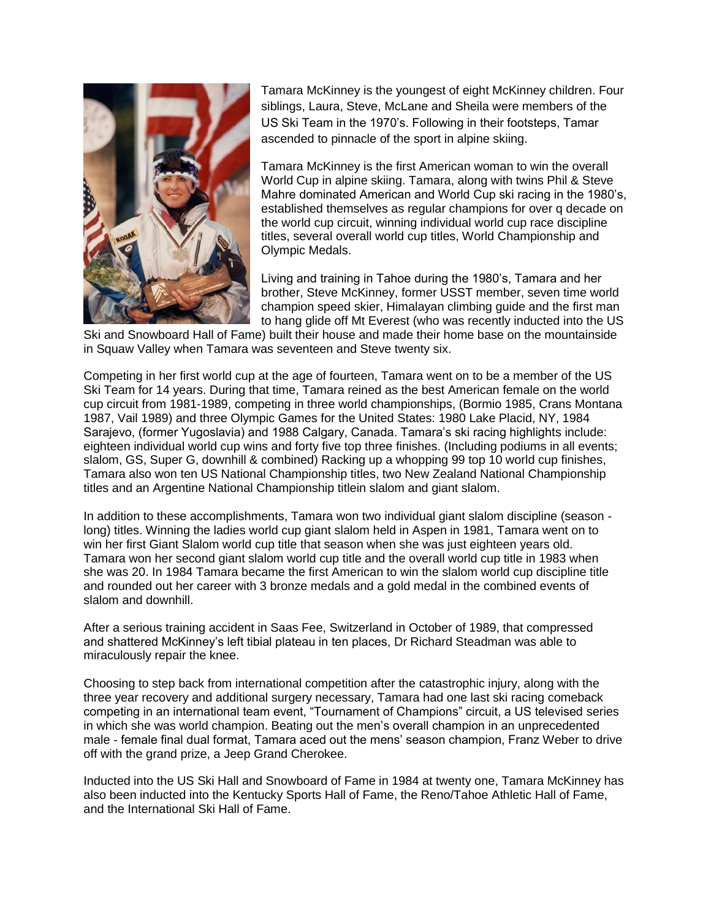Tamara McKinney is the youngest of eight McKinney children. Four siblings, Laura, Steve, McLane and Sheila were members of the US Ski Team in the 1970's. Following in their footsteps, Tamar ascended to pinnacle of the sport in alpine skiing.

Tamara McKinney is the first American woman to win the overall World Cup in alpine skiing. Tamara, along with twins Phil & Steve Mahre dominated American and World Cup ski racing in the 1980's, established themselves as regular champions for over q decade on the world cup circuit, winning individual world cup race discipline titles, several overall world cup titles, World Championship and Olympic Medals.

Living and training in Tahoe during the 1980's, Tamara and her brother, Steve McKinney, former USST member, seven time world champion speed skier, Himalayan climbing guide and the first man to hang glide off Mt Everest (who was recently inducted into the US Ski and Snowboard Hall of Fame) built their house and made their home base on the mountainside in Squaw Valley when Tamara was seventeen and Steve twenty six.

Competing in her first world cup at the age of fourteen, Tamara went on to be a member of the US Ski Team for 14 years. During that time, Tamara reined as the best American female on the world cup circuit from 1981-1989, competing in three world championships, (Bormio 1985, Crans Montana 1987, Vail 1989) and three Olympic Games for the United States: 1980 Lake Placid, NY, 1984 Sarajevo, (former Yugoslavia) and 1988 Calgary, Canada. Tamara's ski racing highlights include: eighteen individual world cup wins and forty five top three finishes. (Including podiums in all events; slalom, GS, Super G, downhill & combined) Racking up a whopping 99 top 10 world cup finishes, Tamara also won ten US National Championship titles, two New Zealand National Championship titles and an Argentine National Championship titlein slalom and giant slalom.

In addition to these accomplishments, Tamara won two individual giant slalom discipline (season - long) titles. Winning the ladies world cup giant slalom held in Aspen in 1981, Tamara went on to win her first Giant Slalom world cup title that season when she was just eighteen years old. Tamara won her second giant slalom world cup title and the overall world cup title in 1983 when she was 20. In 1984 Tamara became the first American to win the slalom world cup discipline title and rounded out her career with 3 bronze medals and a gold medal in the combined events of slalom and downhill.

After a serious training accident in Saas Fee, Switzerland in October of 1989, that compressed and shattered McKinney's left tibial plateau in ten places, Dr Richard Steadman was able to miraculously repair the knee.

Choosing to step back from international competition after the catastrophic injury, along with the three year recovery and additional surgery necessary, Tamara had one last ski racing comeback competing in an international team event, "Tournament of Champions" circuit, a US televised series in which she was world champion. Beating out the men's overall champion in an unprecedented male - female final dual format, Tamara aced out the mens' season champion, Franz Weber to drive off with the grand prize, a Jeep Grand Cherokee.

Inducted into the US Ski Hall and Snowboard of Fame in 1984 at twenty one, Tamara McKinney has also been inducted into the Kentucky Sports Hall of Fame, the Reno/Tahoe Athletic Hall of Fame, and the International Ski Hall of Fame.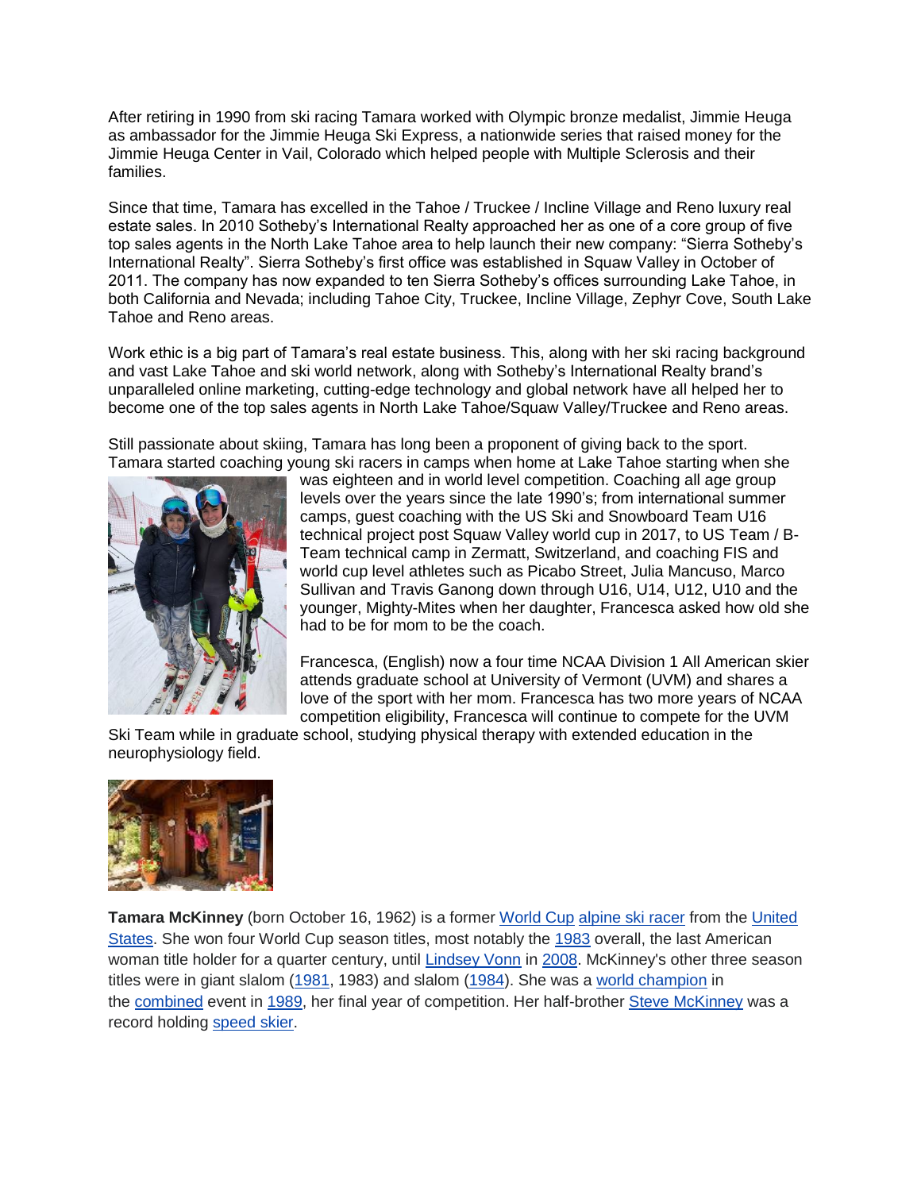After retiring in 1990 from ski racing Tamara worked with Olympic bronze medalist, Jimmie Heuga as ambassador for the Jimmie Heuga Ski Express, a nationwide series that raised money for the Jimmie Heuga Center in Vail, Colorado which helped people with Multiple Sclerosis and their families.

Since that time, Tamara has excelled in the Tahoe / Truckee / Incline Village and Reno luxury real estate sales. In 2010 Sotheby's International Realty approached her as one of a core group of five top sales agents in the North Lake Tahoe area to help launch their new company: "Sierra Sotheby's International Realty". Sierra Sotheby's first office was established in Squaw Valley in October of 2011. The company has now expanded to ten Sierra Sotheby's offices surrounding Lake Tahoe, in both California and Nevada; including Tahoe City, Truckee, Incline Village, Zephyr Cove, South Lake Tahoe and Reno areas.

Work ethic is a big part of Tamara's real estate business. This, along with her ski racing background and vast Lake Tahoe and ski world network, along with Sotheby's International Realty brand's unparalleled online marketing, cutting-edge technology and global network have all helped her to become one of the top sales agents in North Lake Tahoe/Squaw Valley/Truckee and Reno areas.

Still passionate about skiing, Tamara has long been a proponent of giving back to the sport. Tamara started coaching young ski racers in camps when home at Lake Tahoe starting when she was eighteen and in world level competition. Coaching all age group levels over the years since the late 1990's; from international summer camps, guest coaching with the US Ski and Snowboard Team U16 technical project post Squaw Valley world cup in 2017, to US Team / B-Team technical camp in Zermatt, Switzerland, and coaching FIS and world cup level athletes such as Picabo Street, Julia Mancuso, Marco Sullivan and Travis Ganong down through U16, U14, U12, U10 and the younger, Mighty-Mites when her daughter, Francesca asked how old she had to be for mom to be the coach.

Francesca, (English) now a four time NCAA Division 1 All American skier attends graduate school at University of Vermont (UVM) and shares a love of the sport with her mom. Francesca has two more years of NCAA competition eligibility, Francesca will continue to compete for the UVM Ski Team while in graduate school, studying physical therapy with extended education in the neurophysiology field.

**Tamara McKinney** (born October 16, 1962) is a former World Cup alpine ski racer from the United States. She won four World Cup season titles, most notably the 1983 overall, the last American woman title holder for a quarter century, until Lindsey Vonn in 2008. McKinney's other three season titles were in giant slalom (1981, 1983) and slalom (1984). She was a world champion in the combined event in 1989, her final year of competition. Her half-brother Steve McKinney was a record holding speed skier.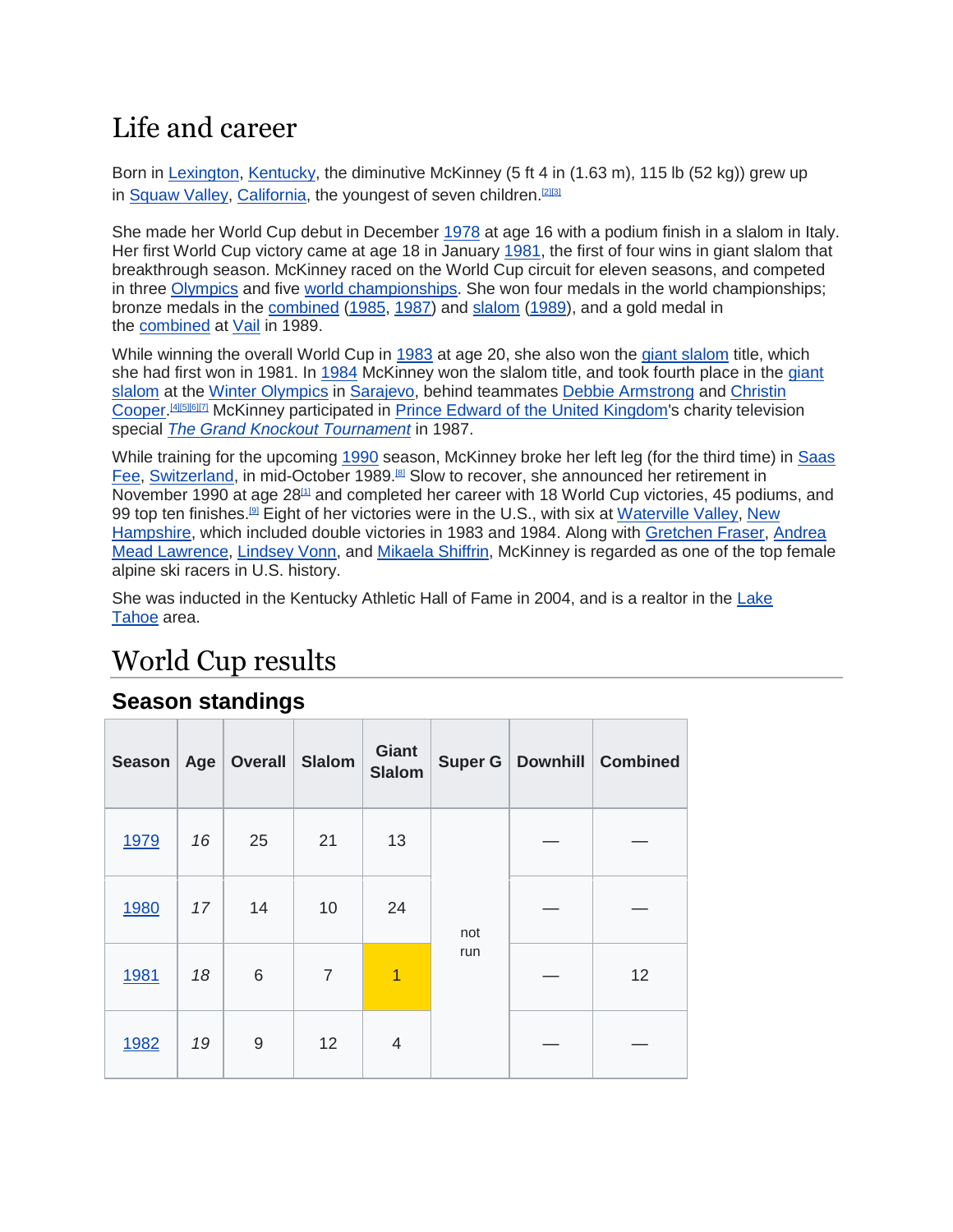# Life and career

Born in Lexington, Kentucky, the diminutive McKinney (5 ft 4 in (1.63 m), 115 lb (52 kg)) grew up in Squaw Valley, California, the youngest of seven children.[2][3]

She made her World Cup debut in December 1978 at age 16 with a podium finish in a slalom in Italy. Her first World Cup victory came at age 18 in January 1981, the first of four wins in giant slalom that breakthrough season. McKinney raced on the World Cup circuit for eleven seasons, and competed in three Olympics and five world championships. She won four medals in the world championships; bronze medals in the combined (1985, 1987) and slalom (1989), and a gold medal in the combined at Vail in 1989.

While winning the overall World Cup in 1983 at age 20, she also won the giant slalom title, which she had first won in 1981. In 1984 McKinney won the slalom title, and took fourth place in the giant slalom at the Winter Olympics in Sarajevo, behind teammates Debbie Armstrong and Christin Cooper.[4][5][6][7] McKinney participated in Prince Edward of the United Kingdom's charity television special *The Grand Knockout Tournament* in 1987.

While training for the upcoming 1990 season, McKinney broke her left leg (for the third time) in Saas Fee, Switzerland, in mid-October 1989.[8] Slow to recover, she announced her retirement in November 1990 at age 28[1] and completed her career with 18 World Cup victories, 45 podiums, and 99 top ten finishes.[9] Eight of her victories were in the U.S., with six at Waterville Valley, New Hampshire, which included double victories in 1983 and 1984. Along with Gretchen Fraser, Andrea Mead Lawrence, Lindsey Vonn, and Mikaela Shiffrin, McKinney is regarded as one of the top female alpine ski racers in U.S. history.

She was inducted in the Kentucky Athletic Hall of Fame in 2004, and is a realtor in the Lake Tahoe area.

# World Cup results

## Season standings

| Season | Age | Overall | Slalom | Giant Slalom | Super G | Downhill | Combined |
|---|---|---|---|---|---|---|---|
| 1979 | *16* | 25 | 21 | 13 | not run | — | — |
| 1980 | *17* | 14 | 10 | 24 | | — | — |
| 1981 | *18* | 6 | 7 | 1 | | — | 12 |
| 1982 | *19* | 9 | 12 | 4 | | — | — |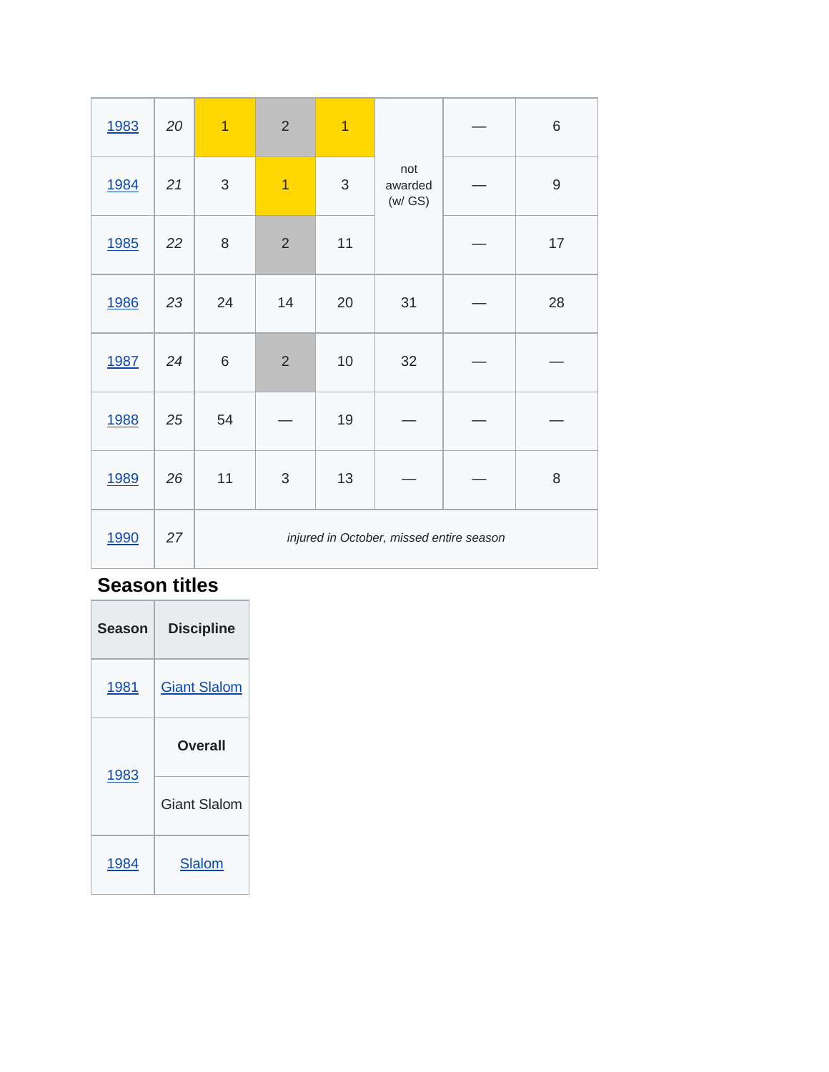| | | | | | | | |
|---|---|---|---|---|---|---|---|
| 1983 | *20* | 1 | 2 | 1 | not awarded (w/ GS) | — | 6 |
| 1984 | *21* | 3 | 1 | 3 | | — | 9 |
| 1985 | *22* | 8 | 2 | 11 | | — | 17 |
| 1986 | *23* | 24 | 14 | 20 | 31 | — | 28 |
| 1987 | *24* | 6 | 2 | 10 | 32 | — | — |
| 1988 | *25* | 54 | — | 19 | — | — | — |
| 1989 | *26* | 11 | 3 | 13 | — | — | 8 |
| 1990 | *27* | *injured in October, missed entire season* | | | | | |

## Season titles

| Season | Discipline |
|---|---|
| 1981 | Giant Slalom |
| 1983 | **Overall** |
| | Giant Slalom |
| 1984 | Slalom |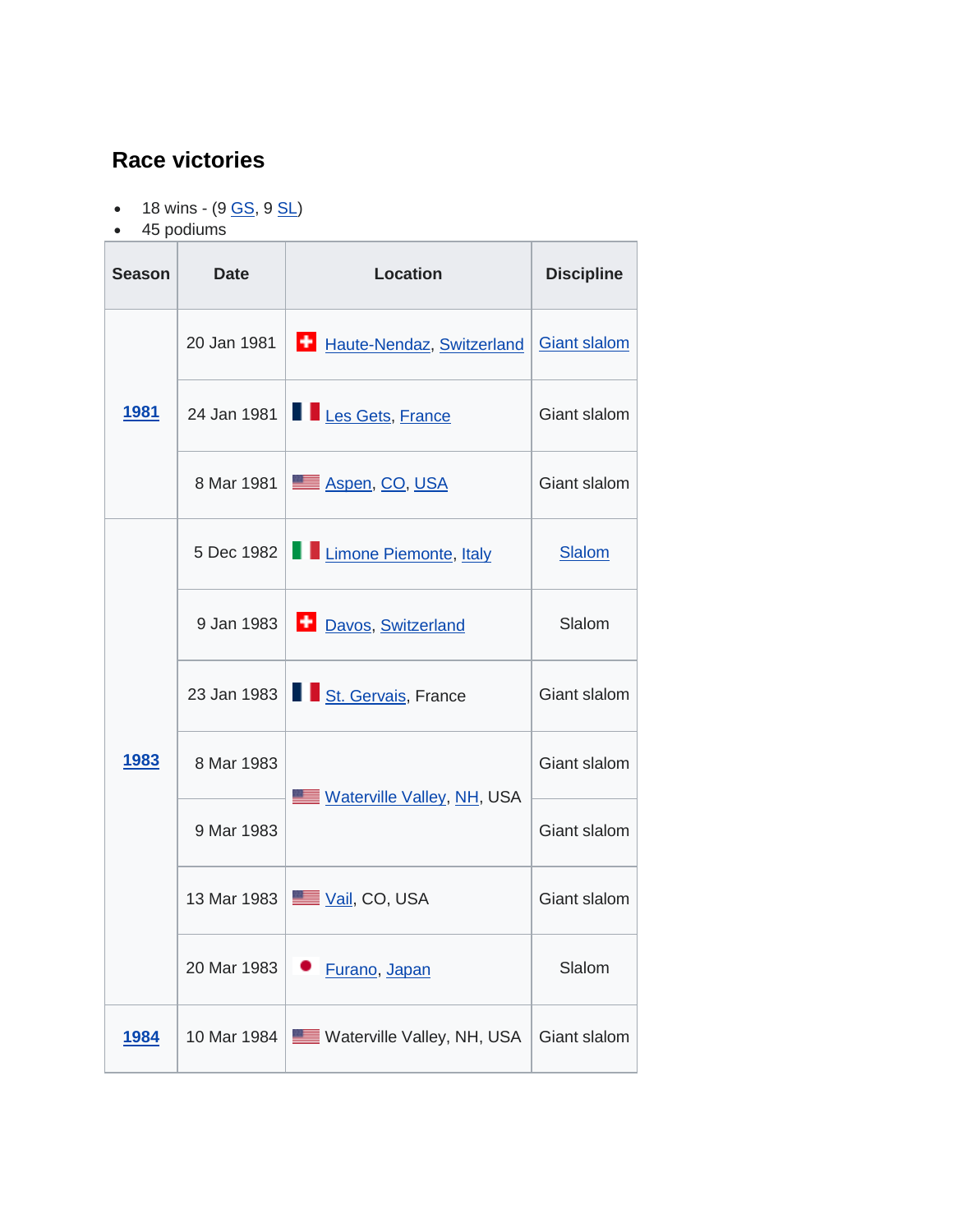### Race victories

- 18 wins - (9 GS, 9 SL)
- 45 podiums

| Season | Date | Location | Discipline |
|---|---|---|---|
| 1981 | 20 Jan 1981 | Haute-Nendaz, Switzerland | Giant slalom |
| | 24 Jan 1981 | Les Gets, France | Giant slalom |
| | 8 Mar 1981 | Aspen, CO, USA | Giant slalom |
| 1983 | 5 Dec 1982 | Limone Piemonte, Italy | Slalom |
| | 9 Jan 1983 | Davos, Switzerland | Slalom |
| | 23 Jan 1983 | St. Gervais, France | Giant slalom |
| | 8 Mar 1983 | Waterville Valley, NH, USA | Giant slalom |
| | 9 Mar 1983 | | Giant slalom |
| | 13 Mar 1983 | Vail, CO, USA | Giant slalom |
| | 20 Mar 1983 | Furano, Japan | Slalom |
| 1984 | 10 Mar 1984 | Waterville Valley, NH, USA | Giant slalom |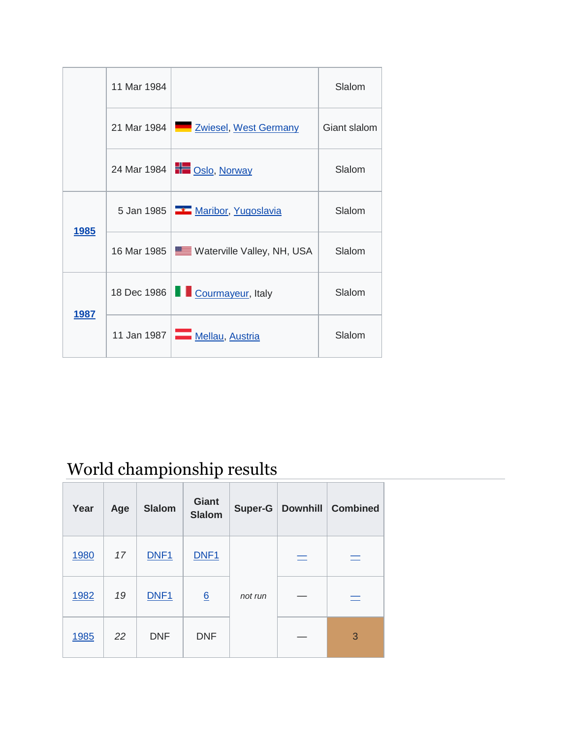| | | | |
|---|---|---|---|
| | 11 Mar 1984 | | Slalom |
| | 21 Mar 1984 | Zwiesel, West Germany | Giant slalom |
| | 24 Mar 1984 | Oslo, Norway | Slalom |
| **1985** | 5 Jan 1985 | Maribor, Yugoslavia | Slalom |
| | 16 Mar 1985 | Waterville Valley, NH, USA | Slalom |
| **1987** | 18 Dec 1986 | Courmayeur, Italy | Slalom |
| | 11 Jan 1987 | Mellau, Austria | Slalom |

## World championship results

| Year | Age | Slalom | Giant Slalom | Super-G | Downhill | Combined |
|---|---|---|---|---|---|---|
| 1980 | *17* | DNF1 | DNF1 | *not run* | — | — |
| 1982 | *19* | DNF1 | 6 | | — | — |
| 1985 | *22* | DNF | DNF | | — | 3 |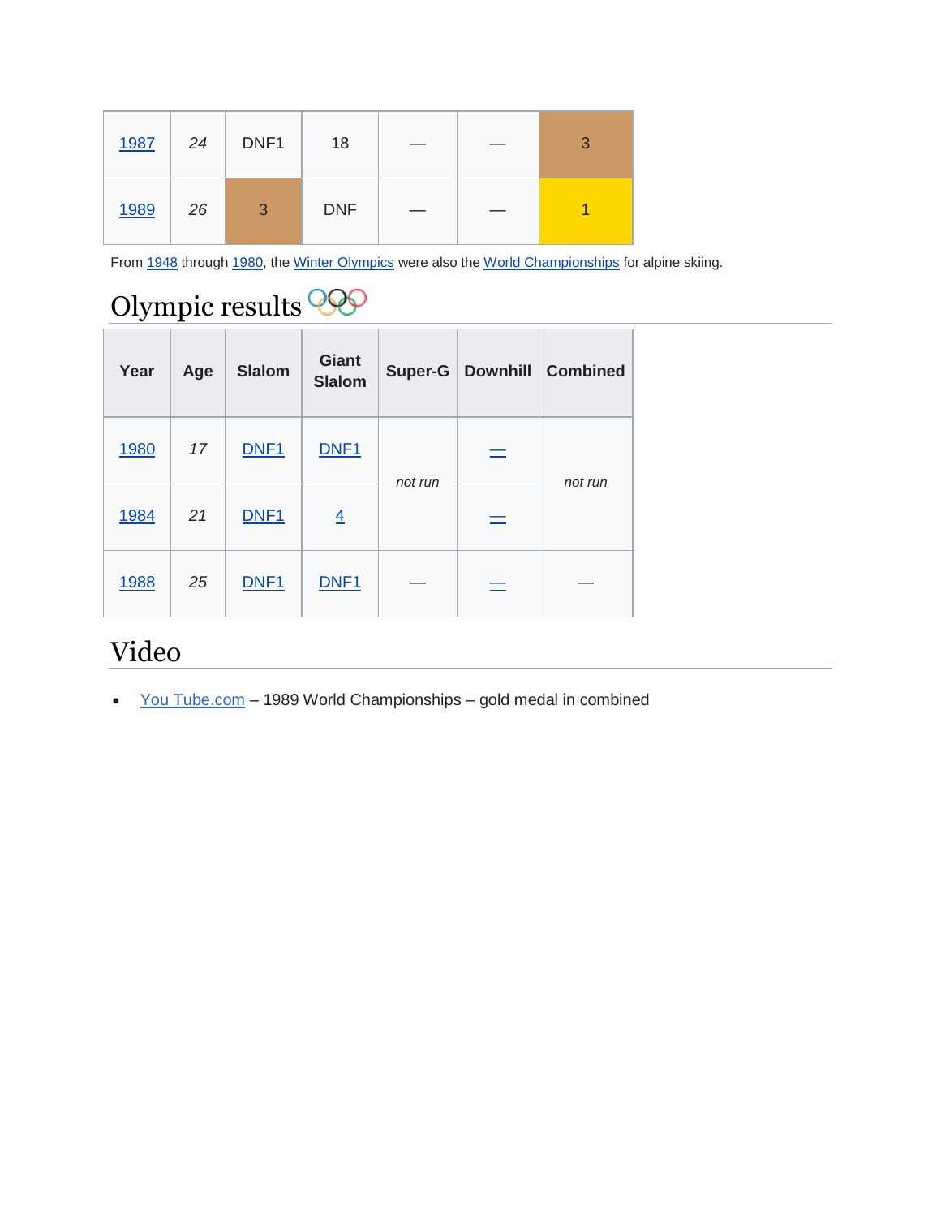| | | | | | | |
|---|---|---|---|---|---|---|
| 1987 | 24 | DNF1 | 18 | — | — | 3 |
| 1989 | 26 | 3 | DNF | — | — | 1 |

From 1948 through 1980, the Winter Olympics were also the World Championships for alpine skiing.

## Olympic results

| Year | Age | Slalom | Giant Slalom | Super-G | Downhill | Combined |
|---|---|---|---|---|---|---|
| 1980 | 17 | DNF1 | DNF1 | *not run* | — | *not run* |
| 1984 | 21 | DNF1 | 4 | | — | |
| 1988 | 25 | DNF1 | DNF1 | — | — | — |

## Video

- You Tube.com – 1989 World Championships – gold medal in combined